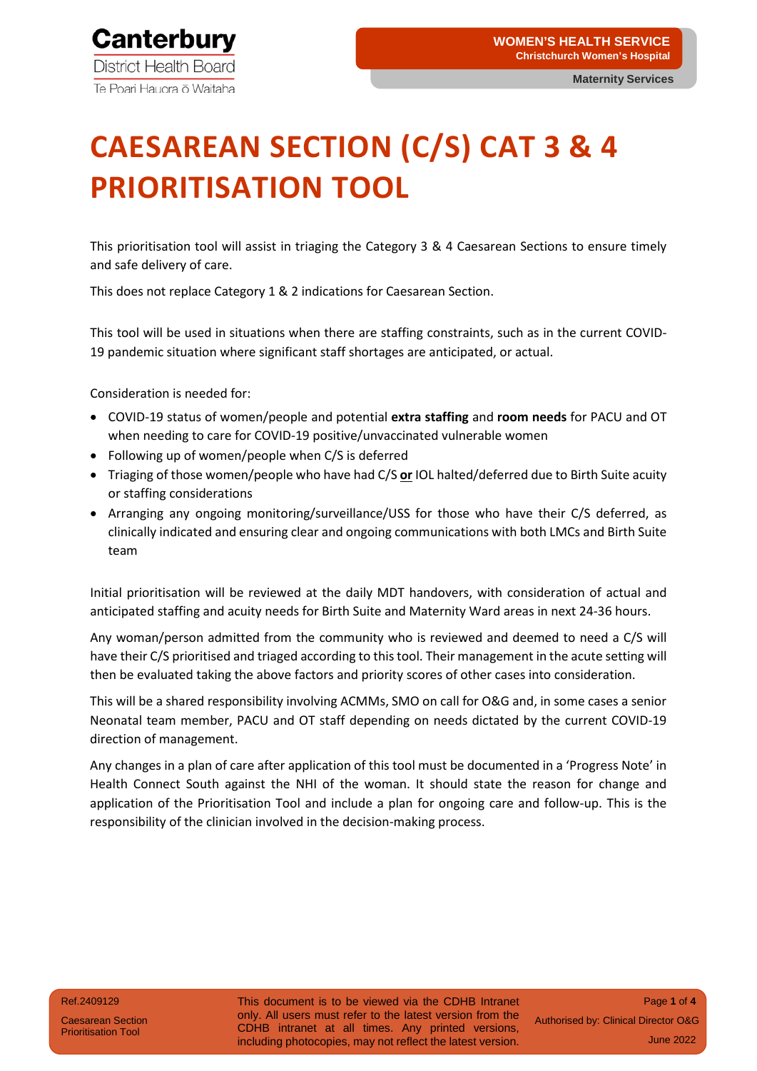# CAESAREAN SECTION (C/S) CAT 3 & 4 PRIORITISATION TOOL

This prioritisation tool will assist in triaging the Category 3 & 4 Caesarean Sections to ensure timely and safe delivery of care.

This does not replace Category 1 & 2 indications for Caesarean Section.

This tool will be used in situations when there are staffing constraints, such as in the current COVID-19 pandemic situation where significant staff shortages are anticipated, or actual.

Consideration is needed for:

- COVID-19 status of women/people and potential **extra staffing** and **room needs** for PACU and OT when needing to care for COVID-19 positive/unvaccinated vulnerable women
- Following up of women/people when C/S is deferred
- Triaging of those women/people who have had C/S **or** IOL halted/deferred due to Birth Suite acuity or staffing considerations
- Arranging any ongoing monitoring/surveillance/USS for those who have their C/S deferred, as clinically indicated and ensuring clear and ongoing communications with both LMCs and Birth Suite team

Initial prioritisation will be reviewed at the daily MDT handovers, with consideration of actual and anticipated staffing and acuity needs for Birth Suite and Maternity Ward areas in next 24-36 hours.

Any woman/person admitted from the community who is reviewed and deemed to need a C/S will have their C/S prioritised and triaged according to this tool. Their management in the acute setting will then be evaluated taking the above factors and priority scores of other cases into consideration.

This will be a shared responsibility involving ACMMs, SMO on call for O&G and, in some cases a senior Neonatal team member, PACU and OT staff depending on needs dictated by the current COVID-19 direction of management.

Any changes in a plan of care after application of this tool must be documented in a 'Progress Note' in Health Connect South against the NHI of the woman. It should state the reason for change and application of the Prioritisation Tool and include a plan for ongoing care and follow-up. This is the responsibility of the clinician involved in the decision-making process.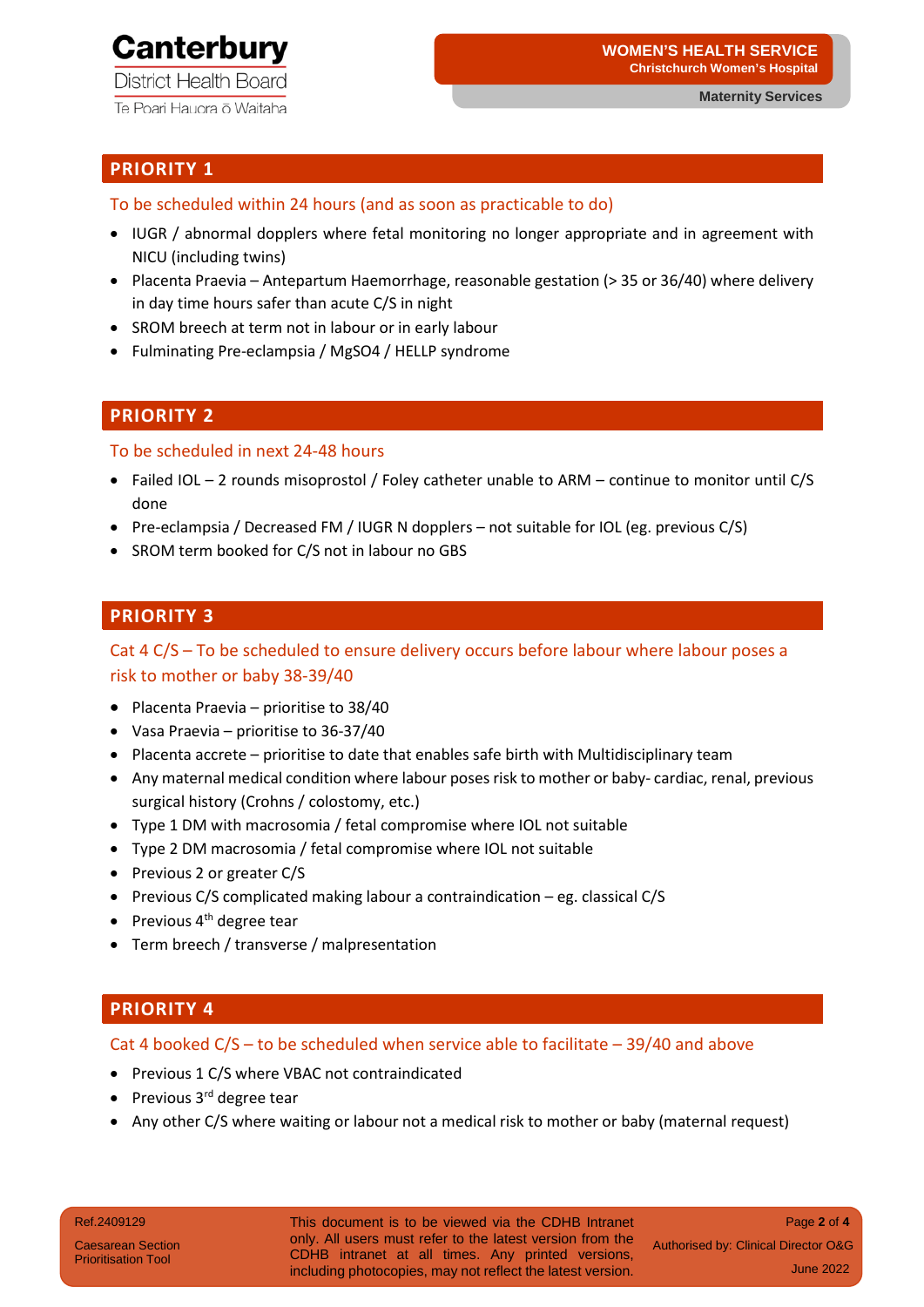## PRIORITY 1

To be scheduled within 24 hours (and as soon as practicable to do)

- IUGR / abnormal dopplers where fetal monitoring no longer appropriate and in agreement with NICU (including twins)
- Placenta Praevia – Antepartum Haemorrhage, reasonable gestation (> 35 or 36/40) where delivery in day time hours safer than acute C/S in night
- SROM breech at term not in labour or in early labour
- Fulminating Pre-eclampsia / MgSO4 / HELLP syndrome

## PRIORITY 2

To be scheduled in next 24-48 hours

- Failed IOL – 2 rounds misoprostol / Foley catheter unable to ARM – continue to monitor until C/S done
- Pre-eclampsia / Decreased FM / IUGR N dopplers – not suitable for IOL (eg. previous C/S)
- SROM term booked for C/S not in labour no GBS

## PRIORITY 3

Cat 4 C/S – To be scheduled to ensure delivery occurs before labour where labour poses a risk to mother or baby 38-39/40

- Placenta Praevia – prioritise to 38/40
- Vasa Praevia – prioritise to 36-37/40
- Placenta accrete – prioritise to date that enables safe birth with Multidisciplinary team
- Any maternal medical condition where labour poses risk to mother or baby- cardiac, renal, previous surgical history (Crohns / colostomy, etc.)
- Type 1 DM with macrosomia / fetal compromise where IOL not suitable
- Type 2 DM macrosomia / fetal compromise where IOL not suitable
- Previous 2 or greater C/S
- Previous C/S complicated making labour a contraindication – eg. classical C/S
- Previous 4th degree tear
- Term breech / transverse / malpresentation

## PRIORITY 4

Cat 4 booked C/S – to be scheduled when service able to facilitate – 39/40 and above

- Previous 1 C/S where VBAC not contraindicated
- Previous 3rd degree tear
- Any other C/S where waiting or labour not a medical risk to mother or baby (maternal request)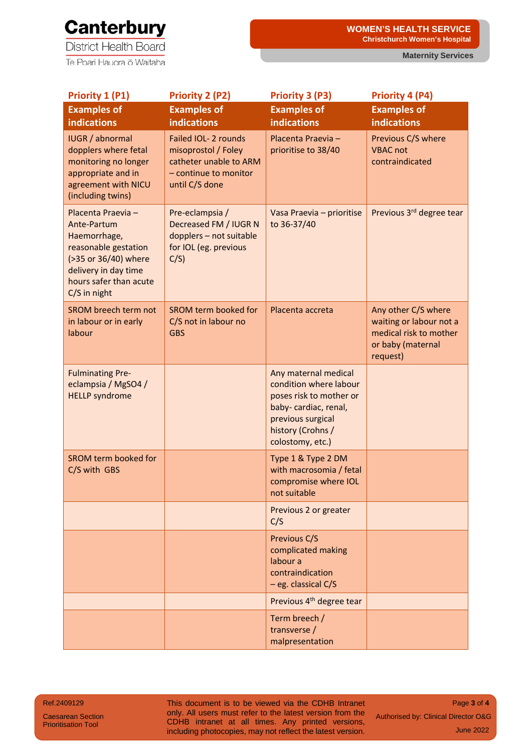| Priority 1 (P1) | Priority 2 (P2) | Priority 3 (P3) | Priority 4 (P4) |
|---|---|---|---|
| **Examples of indications** | **Examples of indications** | **Examples of indications** | **Examples of indications** |
| IUGR / abnormal dopplers where fetal monitoring no longer appropriate and in agreement with NICU (including twins) | Failed IOL- 2 rounds misoprostol / Foley catheter unable to ARM – continue to monitor until C/S done | Placenta Praevia – prioritise to 38/40 | Previous C/S where VBAC not contraindicated |
| Placenta Praevia – Ante-Partum Haemorrhage, reasonable gestation (>35 or 36/40) where delivery in day time hours safer than acute C/S in night | Pre-eclampsia / Decreased FM / IUGR N dopplers – not suitable for IOL (eg. previous C/S) | Vasa Praevia – prioritise to 36-37/40 | Previous 3rd degree tear |
| SROM breech term not in labour or in early labour | SROM term booked for C/S not in labour no GBS | Placenta accreta | Any other C/S where waiting or labour not a medical risk to mother or baby (maternal request) |
| Fulminating Pre-eclampsia / MgSO4 / HELLP syndrome | | Any maternal medical condition where labour poses risk to mother or baby- cardiac, renal, previous surgical history (Crohns / colostomy, etc.) | |
| SROM term booked for C/S with GBS | | Type 1 & Type 2 DM with macrosomia / fetal compromise where IOL not suitable | |
| | | Previous 2 or greater C/S | |
| | | Previous C/S complicated making labour a contraindication – eg. classical C/S | |
| | | Previous 4th degree tear | |
| | | Term breech / transverse / malpresentation | |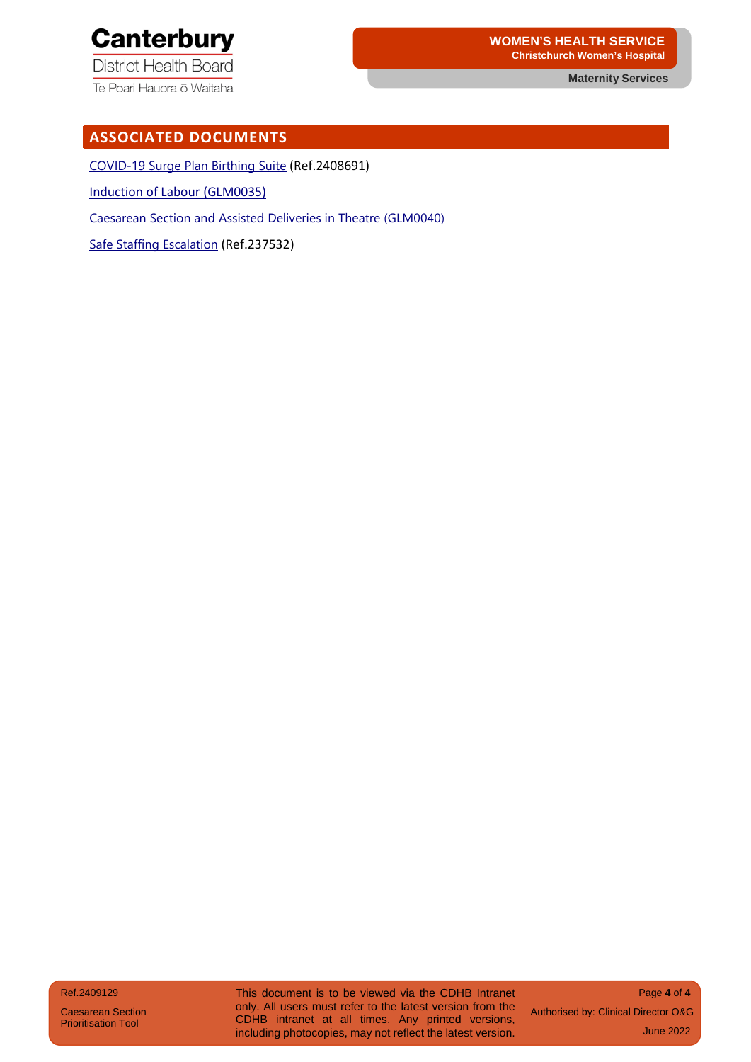## ASSOCIATED DOCUMENTS

COVID-19 Surge Plan Birthing Suite (Ref.2408691)

Induction of Labour (GLM0035)

Caesarean Section and Assisted Deliveries in Theatre (GLM0040)

Safe Staffing Escalation (Ref.237532)